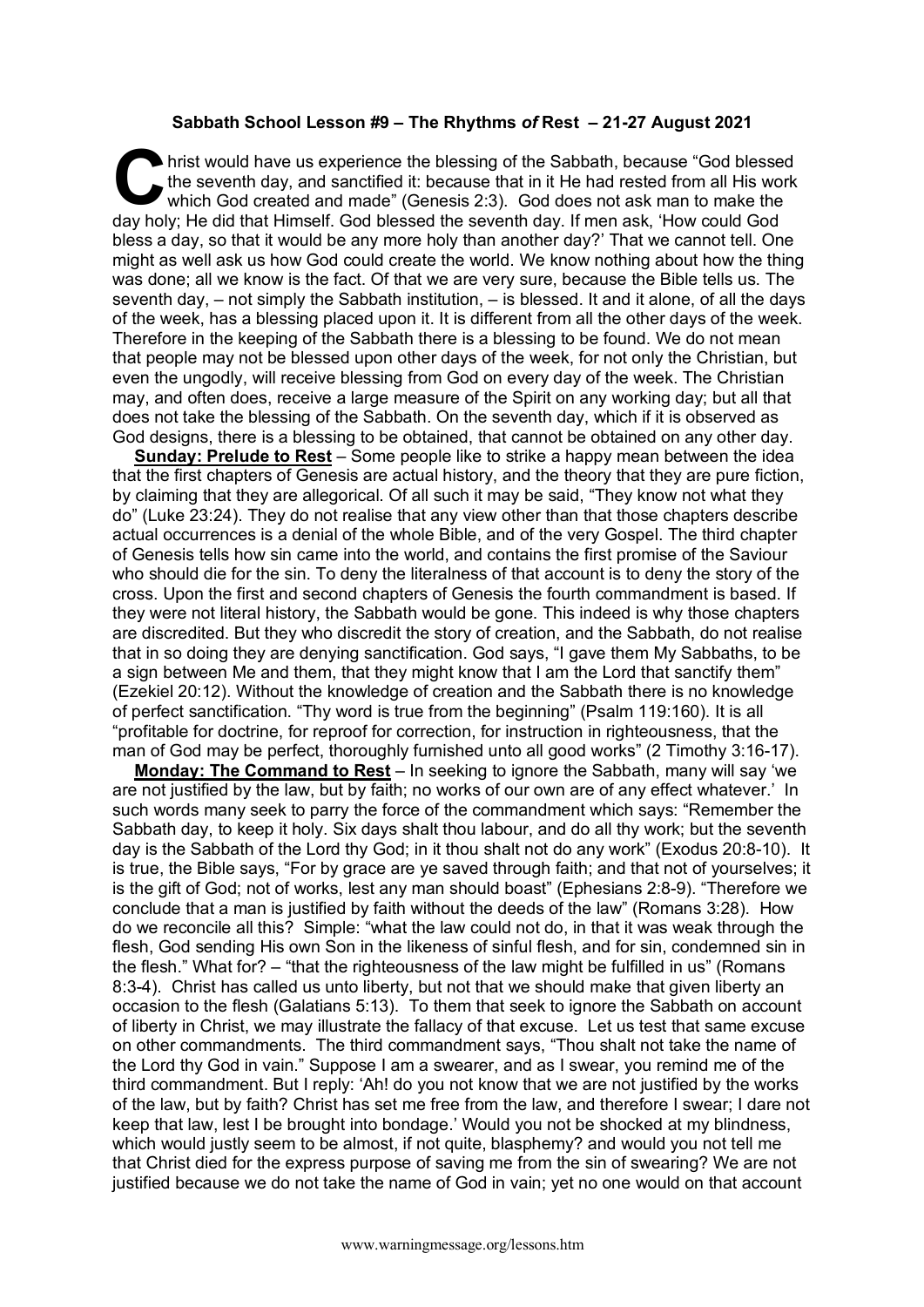**Sabbath School Lesson #9 – The Rhythms *of* Rest – 21-27 August 2021**

Christ would have us experience the blessing of the Sabbath, because "God blessed the seventh day, and sanctified it: because that in it He had rested from all His work which God created and made" (Genesis 2:3). God does not ask man to make the day holy; He did that Himself. God blessed the seventh day. If men ask, 'How could God bless a day, so that it would be any more holy than another day?' That we cannot tell. One might as well ask us how God could create the world. We know nothing about how the thing was done; all we know is the fact. Of that we are very sure, because the Bible tells us. The seventh day, – not simply the Sabbath institution, – is blessed. It and it alone, of all the days of the week, has a blessing placed upon it. It is different from all the other days of the week. Therefore in the keeping of the Sabbath there is a blessing to be found. We do not mean that people may not be blessed upon other days of the week, for not only the Christian, but even the ungodly, will receive blessing from God on every day of the week. The Christian may, and often does, receive a large measure of the Spirit on any working day; but all that does not take the blessing of the Sabbath. On the seventh day, which if it is observed as God designs, there is a blessing to be obtained, that cannot be obtained on any other day.

**Sunday: Prelude to Rest** – Some people like to strike a happy mean between the idea that the first chapters of Genesis are actual history, and the theory that they are pure fiction, by claiming that they are allegorical. Of all such it may be said, "They know not what they do" (Luke 23:24). They do not realise that any view other than that those chapters describe actual occurrences is a denial of the whole Bible, and of the very Gospel. The third chapter of Genesis tells how sin came into the world, and contains the first promise of the Saviour who should die for the sin. To deny the literalness of that account is to deny the story of the cross. Upon the first and second chapters of Genesis the fourth commandment is based. If they were not literal history, the Sabbath would be gone. This indeed is why those chapters are discredited. But they who discredit the story of creation, and the Sabbath, do not realise that in so doing they are denying sanctification. God says, "I gave them My Sabbaths, to be a sign between Me and them, that they might know that I am the Lord that sanctify them" (Ezekiel 20:12). Without the knowledge of creation and the Sabbath there is no knowledge of perfect sanctification. "Thy word is true from the beginning" (Psalm 119:160). It is all "profitable for doctrine, for reproof for correction, for instruction in righteousness, that the man of God may be perfect, thoroughly furnished unto all good works" (2 Timothy 3:16-17).

**Monday: The Command to Rest** – In seeking to ignore the Sabbath, many will say 'we are not justified by the law, but by faith; no works of our own are of any effect whatever.' In such words many seek to parry the force of the commandment which says: "Remember the Sabbath day, to keep it holy. Six days shalt thou labour, and do all thy work; but the seventh day is the Sabbath of the Lord thy God; in it thou shalt not do any work" (Exodus 20:8-10). It is true, the Bible says, "For by grace are ye saved through faith; and that not of yourselves; it is the gift of God; not of works, lest any man should boast" (Ephesians 2:8-9). "Therefore we conclude that a man is justified by faith without the deeds of the law" (Romans 3:28). How do we reconcile all this? Simple: "what the law could not do, in that it was weak through the flesh, God sending His own Son in the likeness of sinful flesh, and for sin, condemned sin in the flesh." What for? – "that the righteousness of the law might be fulfilled in us" (Romans 8:3-4). Christ has called us unto liberty, but not that we should make that given liberty an occasion to the flesh (Galatians 5:13). To them that seek to ignore the Sabbath on account of liberty in Christ, we may illustrate the fallacy of that excuse. Let us test that same excuse on other commandments. The third commandment says, "Thou shalt not take the name of the Lord thy God in vain." Suppose I am a swearer, and as I swear, you remind me of the third commandment. But I reply: 'Ah! do you not know that we are not justified by the works of the law, but by faith? Christ has set me free from the law, and therefore I swear; I dare not keep that law, lest I be brought into bondage.' Would you not be shocked at my blindness, which would justly seem to be almost, if not quite, blasphemy? and would you not tell me that Christ died for the express purpose of saving me from the sin of swearing? We are not justified because we do not take the name of God in vain; yet no one would on that account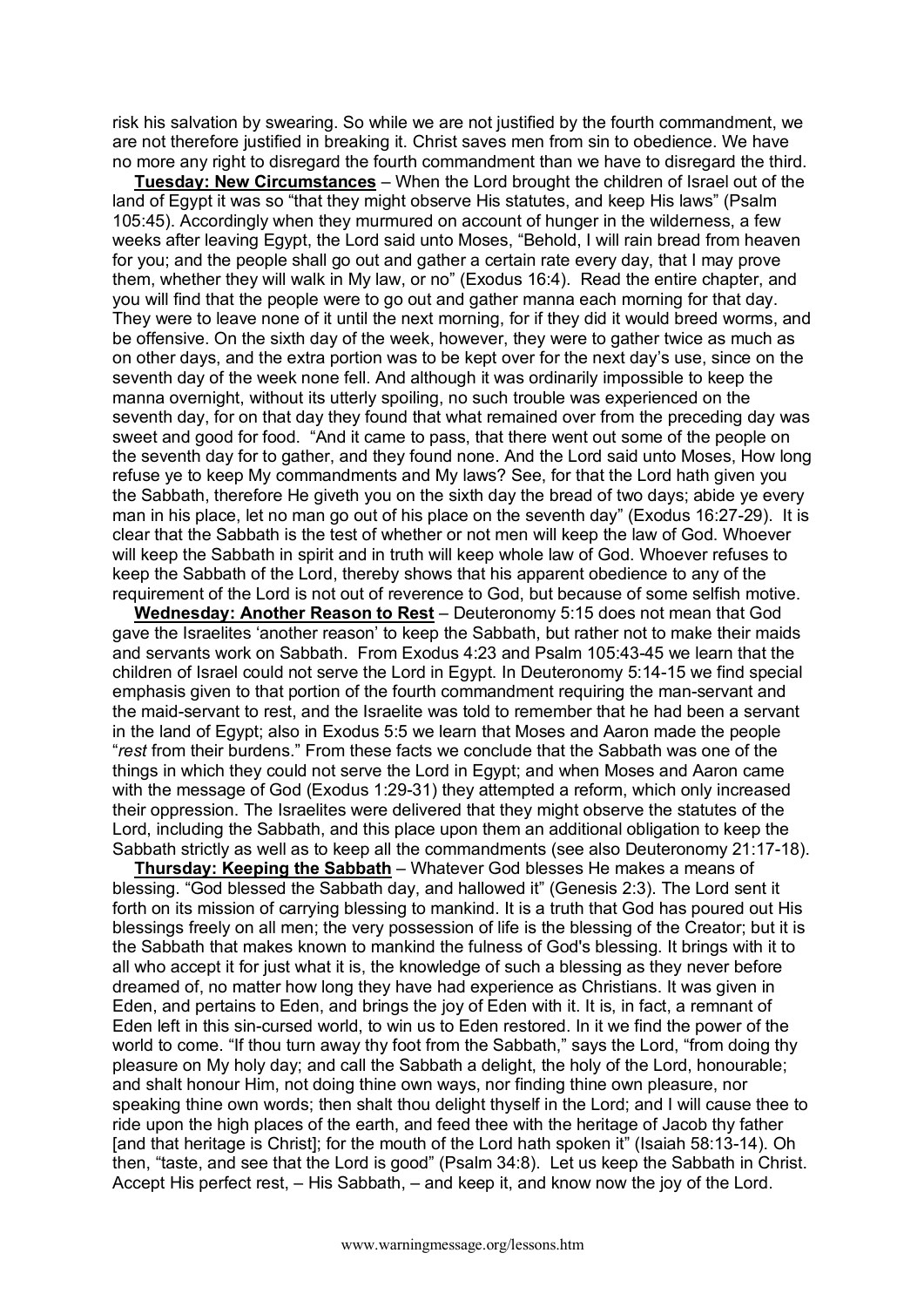risk his salvation by swearing. So while we are not justified by the fourth commandment, we are not therefore justified in breaking it. Christ saves men from sin to obedience. We have no more any right to disregard the fourth commandment than we have to disregard the third.

**Tuesday: New Circumstances** – When the Lord brought the children of Israel out of the land of Egypt it was so "that they might observe His statutes, and keep His laws" (Psalm 105:45). Accordingly when they murmured on account of hunger in the wilderness, a few weeks after leaving Egypt, the Lord said unto Moses, "Behold, I will rain bread from heaven for you; and the people shall go out and gather a certain rate every day, that I may prove them, whether they will walk in My law, or no" (Exodus 16:4). Read the entire chapter, and you will find that the people were to go out and gather manna each morning for that day. They were to leave none of it until the next morning, for if they did it would breed worms, and be offensive. On the sixth day of the week, however, they were to gather twice as much as on other days, and the extra portion was to be kept over for the next day's use, since on the seventh day of the week none fell. And although it was ordinarily impossible to keep the manna overnight, without its utterly spoiling, no such trouble was experienced on the seventh day, for on that day they found that what remained over from the preceding day was sweet and good for food. "And it came to pass, that there went out some of the people on the seventh day for to gather, and they found none. And the Lord said unto Moses, How long refuse ye to keep My commandments and My laws? See, for that the Lord hath given you the Sabbath, therefore He giveth you on the sixth day the bread of two days; abide ye every man in his place, let no man go out of his place on the seventh day" (Exodus 16:27-29). It is clear that the Sabbath is the test of whether or not men will keep the law of God. Whoever will keep the Sabbath in spirit and in truth will keep whole law of God. Whoever refuses to keep the Sabbath of the Lord, thereby shows that his apparent obedience to any of the requirement of the Lord is not out of reverence to God, but because of some selfish motive.

**Wednesday: Another Reason to Rest** – Deuteronomy 5:15 does not mean that God gave the Israelites 'another reason' to keep the Sabbath, but rather not to make their maids and servants work on Sabbath. From Exodus 4:23 and Psalm 105:43-45 we learn that the children of Israel could not serve the Lord in Egypt. In Deuteronomy 5:14-15 we find special emphasis given to that portion of the fourth commandment requiring the man-servant and the maid-servant to rest, and the Israelite was told to remember that he had been a servant in the land of Egypt; also in Exodus 5:5 we learn that Moses and Aaron made the people "*rest* from their burdens." From these facts we conclude that the Sabbath was one of the things in which they could not serve the Lord in Egypt; and when Moses and Aaron came with the message of God (Exodus 1:29-31) they attempted a reform, which only increased their oppression. The Israelites were delivered that they might observe the statutes of the Lord, including the Sabbath, and this place upon them an additional obligation to keep the Sabbath strictly as well as to keep all the commandments (see also Deuteronomy 21:17-18).

**Thursday: Keeping the Sabbath** – Whatever God blesses He makes a means of blessing. "God blessed the Sabbath day, and hallowed it" (Genesis 2:3). The Lord sent it forth on its mission of carrying blessing to mankind. It is a truth that God has poured out His blessings freely on all men; the very possession of life is the blessing of the Creator; but it is the Sabbath that makes known to mankind the fulness of God's blessing. It brings with it to all who accept it for just what it is, the knowledge of such a blessing as they never before dreamed of, no matter how long they have had experience as Christians. It was given in Eden, and pertains to Eden, and brings the joy of Eden with it. It is, in fact, a remnant of Eden left in this sin-cursed world, to win us to Eden restored. In it we find the power of the world to come. "If thou turn away thy foot from the Sabbath," says the Lord, "from doing thy pleasure on My holy day; and call the Sabbath a delight, the holy of the Lord, honourable; and shalt honour Him, not doing thine own ways, nor finding thine own pleasure, nor speaking thine own words; then shalt thou delight thyself in the Lord; and I will cause thee to ride upon the high places of the earth, and feed thee with the heritage of Jacob thy father [and that heritage is Christ]; for the mouth of the Lord hath spoken it" (Isaiah 58:13-14). Oh then, "taste, and see that the Lord is good" (Psalm 34:8). Let us keep the Sabbath in Christ. Accept His perfect rest, – His Sabbath, – and keep it, and know now the joy of the Lord.

www.warningmessage.org/lessons.htm